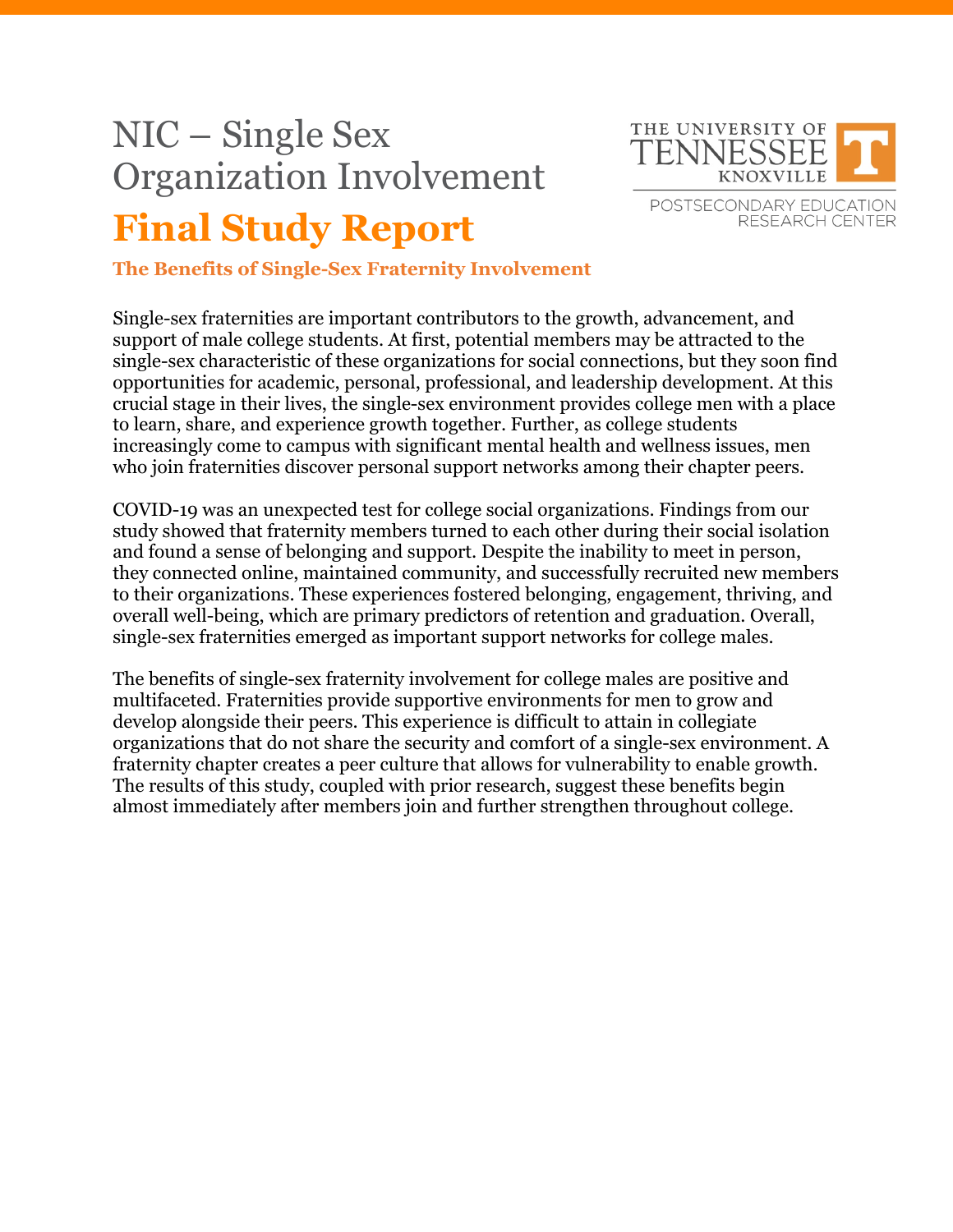# NIC – Single Sex Organization Involvement

THE UNIVERSITY OF TENNESSEE KNOXVILLE

POSTSECONDARY EDUCATION RESEARCH CENTER

# Final Study Report

## The Benefits of Single-Sex Fraternity Involvement

Single-sex fraternities are important contributors to the growth, advancement, and support of male college students. At first, potential members may be attracted to the single-sex characteristic of these organizations for social connections, but they soon find opportunities for academic, personal, professional, and leadership development. At this crucial stage in their lives, the single-sex environment provides college men with a place to learn, share, and experience growth together. Further, as college students increasingly come to campus with significant mental health and wellness issues, men who join fraternities discover personal support networks among their chapter peers.

COVID-19 was an unexpected test for college social organizations. Findings from our study showed that fraternity members turned to each other during their social isolation and found a sense of belonging and support. Despite the inability to meet in person, they connected online, maintained community, and successfully recruited new members to their organizations. These experiences fostered belonging, engagement, thriving, and overall well-being, which are primary predictors of retention and graduation. Overall, single-sex fraternities emerged as important support networks for college males.

The benefits of single-sex fraternity involvement for college males are positive and multifaceted. Fraternities provide supportive environments for men to grow and develop alongside their peers. This experience is difficult to attain in collegiate organizations that do not share the security and comfort of a single-sex environment. A fraternity chapter creates a peer culture that allows for vulnerability to enable growth. The results of this study, coupled with prior research, suggest these benefits begin almost immediately after members join and further strengthen throughout college.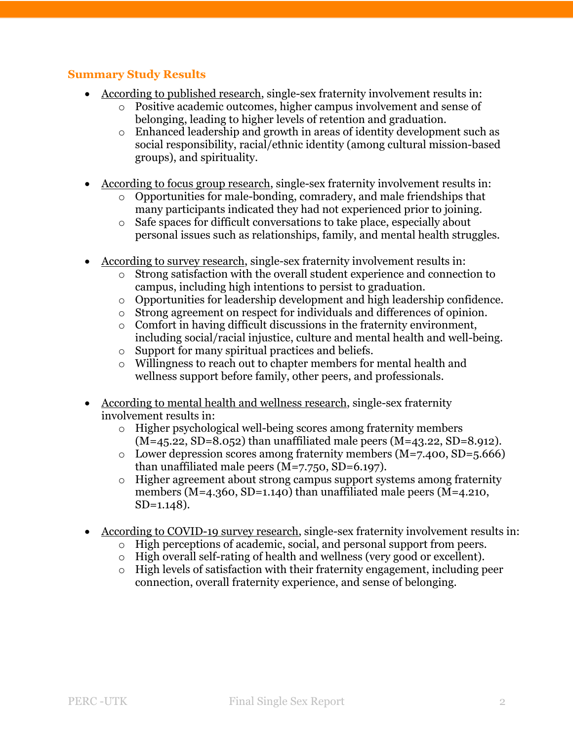## Summary Study Results

- According to published research, single-sex fraternity involvement results in:
  - Positive academic outcomes, higher campus involvement and sense of belonging, leading to higher levels of retention and graduation.
  - Enhanced leadership and growth in areas of identity development such as social responsibility, racial/ethnic identity (among cultural mission-based groups), and spirituality.

- According to focus group research, single-sex fraternity involvement results in:
  - Opportunities for male-bonding, comradery, and male friendships that many participants indicated they had not experienced prior to joining.
  - Safe spaces for difficult conversations to take place, especially about personal issues such as relationships, family, and mental health struggles.

- According to survey research, single-sex fraternity involvement results in:
  - Strong satisfaction with the overall student experience and connection to campus, including high intentions to persist to graduation.
  - Opportunities for leadership development and high leadership confidence.
  - Strong agreement on respect for individuals and differences of opinion.
  - Comfort in having difficult discussions in the fraternity environment, including social/racial injustice, culture and mental health and well-being.
  - Support for many spiritual practices and beliefs.
  - Willingness to reach out to chapter members for mental health and wellness support before family, other peers, and professionals.

- According to mental health and wellness research, single-sex fraternity involvement results in:
  - Higher psychological well-being scores among fraternity members ($M=45.22$, $SD=8.052$) than unaffiliated male peers ($M=43.22$, $SD=8.912$).
  - Lower depression scores among fraternity members ($M=7.400$, $SD=5.666$) than unaffiliated male peers ($M=7.750$, $SD=6.197$).
  - Higher agreement about strong campus support systems among fraternity members ($M=4.360$, $SD=1.140$) than unaffiliated male peers ($M=4.210$, $SD=1.148$).

- According to COVID-19 survey research, single-sex fraternity involvement results in:
  - High perceptions of academic, social, and personal support from peers.
  - High overall self-rating of health and wellness (very good or excellent).
  - High levels of satisfaction with their fraternity engagement, including peer connection, overall fraternity experience, and sense of belonging.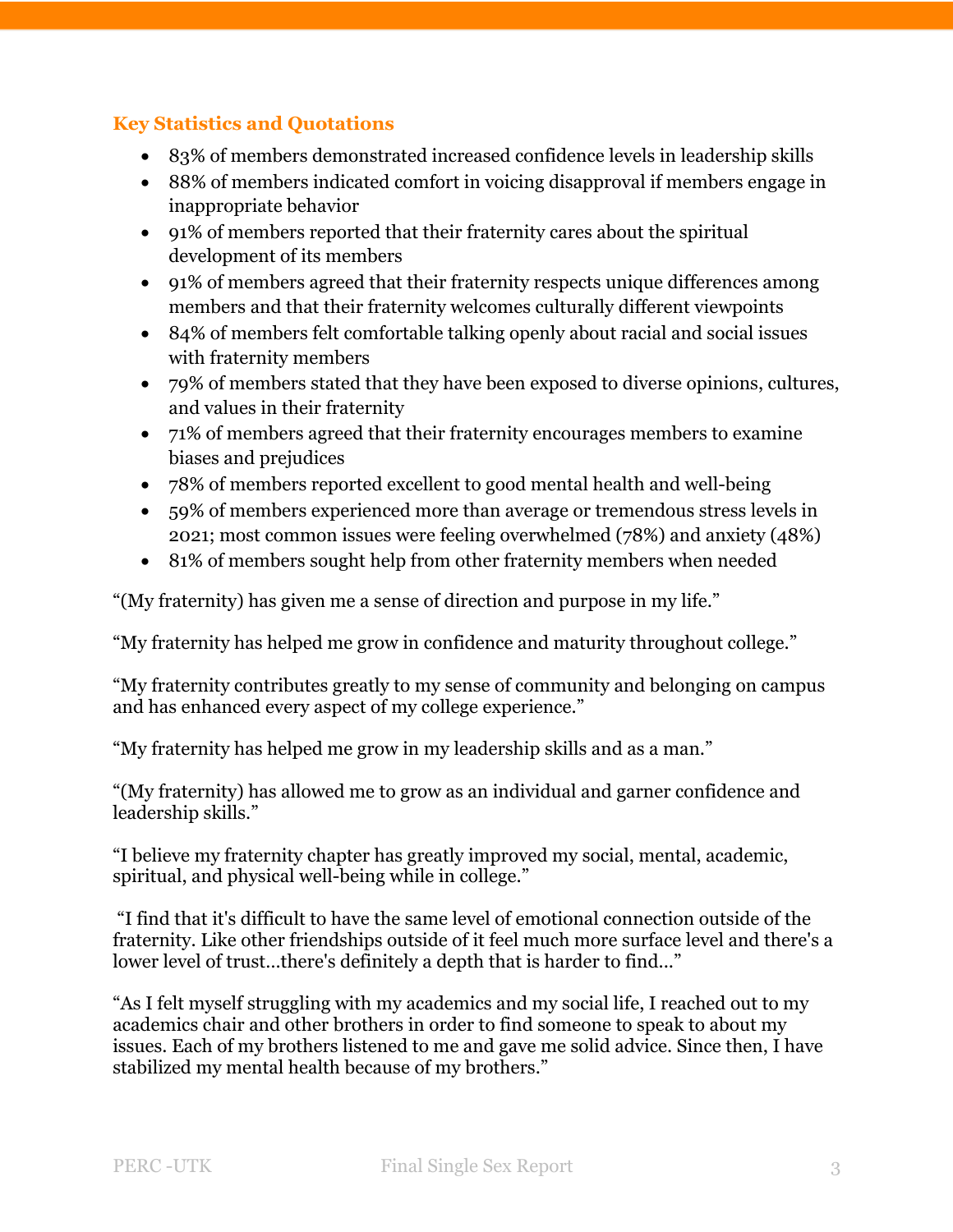## Key Statistics and Quotations

- 83% of members demonstrated increased confidence levels in leadership skills
- 88% of members indicated comfort in voicing disapproval if members engage in inappropriate behavior
- 91% of members reported that their fraternity cares about the spiritual development of its members
- 91% of members agreed that their fraternity respects unique differences among members and that their fraternity welcomes culturally different viewpoints
- 84% of members felt comfortable talking openly about racial and social issues with fraternity members
- 79% of members stated that they have been exposed to diverse opinions, cultures, and values in their fraternity
- 71% of members agreed that their fraternity encourages members to examine biases and prejudices
- 78% of members reported excellent to good mental health and well-being
- 59% of members experienced more than average or tremendous stress levels in 2021; most common issues were feeling overwhelmed (78%) and anxiety (48%)
- 81% of members sought help from other fraternity members when needed

"(My fraternity) has given me a sense of direction and purpose in my life."

"My fraternity has helped me grow in confidence and maturity throughout college."

"My fraternity contributes greatly to my sense of community and belonging on campus and has enhanced every aspect of my college experience."

"My fraternity has helped me grow in my leadership skills and as a man."

"(My fraternity) has allowed me to grow as an individual and garner confidence and leadership skills."

"I believe my fraternity chapter has greatly improved my social, mental, academic, spiritual, and physical well-being while in college."

"I find that it's difficult to have the same level of emotional connection outside of the fraternity. Like other friendships outside of it feel much more surface level and there's a lower level of trust…there's definitely a depth that is harder to find…"

"As I felt myself struggling with my academics and my social life, I reached out to my academics chair and other brothers in order to find someone to speak to about my issues. Each of my brothers listened to me and gave me solid advice. Since then, I have stabilized my mental health because of my brothers."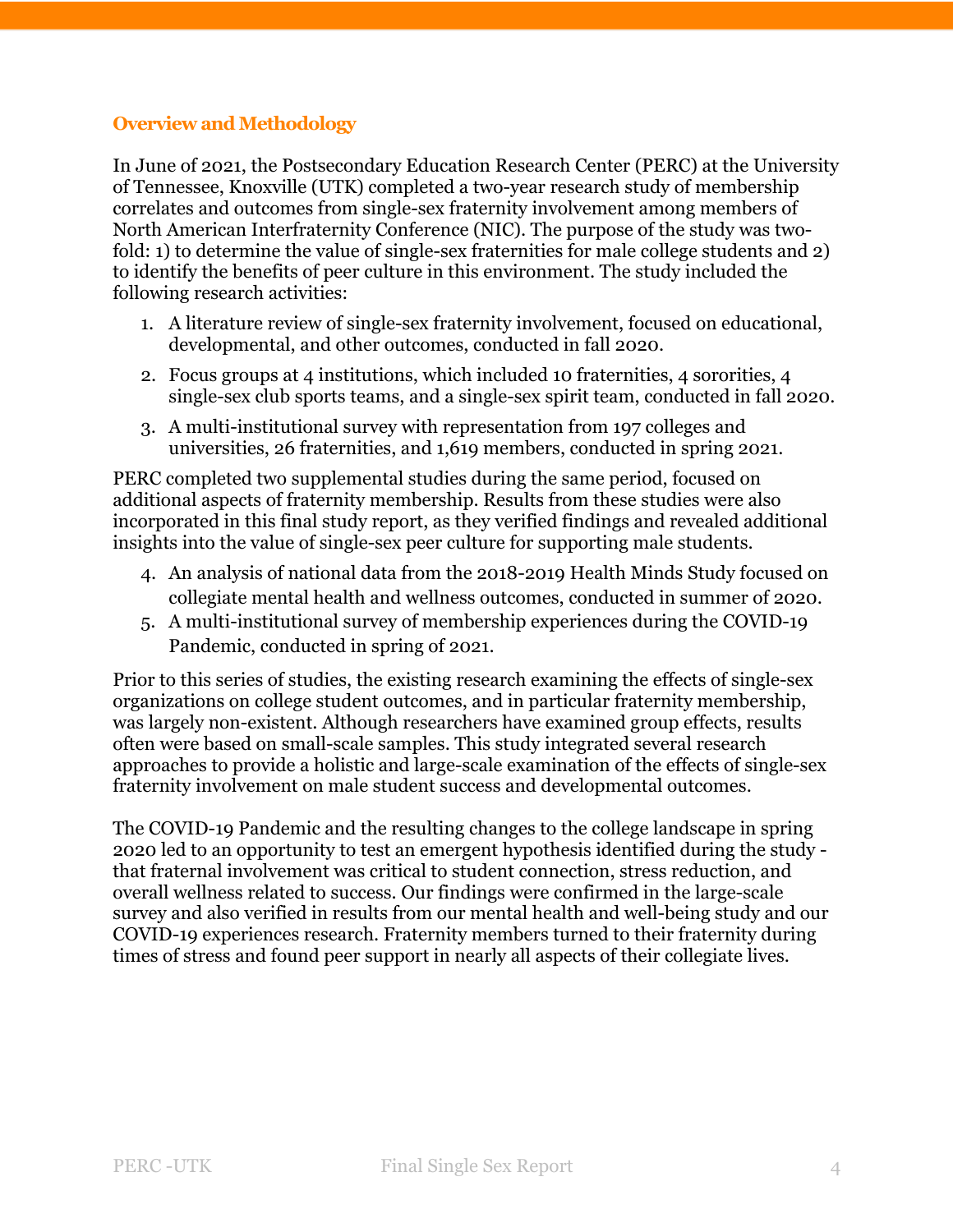## Overview and Methodology

In June of 2021, the Postsecondary Education Research Center (PERC) at the University of Tennessee, Knoxville (UTK) completed a two-year research study of membership correlates and outcomes from single-sex fraternity involvement among members of North American Interfraternity Conference (NIC). The purpose of the study was two-fold: 1) to determine the value of single-sex fraternities for male college students and 2) to identify the benefits of peer culture in this environment. The study included the following research activities:

1. A literature review of single-sex fraternity involvement, focused on educational, developmental, and other outcomes, conducted in fall 2020.
2. Focus groups at 4 institutions, which included 10 fraternities, 4 sororities, 4 single-sex club sports teams, and a single-sex spirit team, conducted in fall 2020.
3. A multi-institutional survey with representation from 197 colleges and universities, 26 fraternities, and 1,619 members, conducted in spring 2021.

PERC completed two supplemental studies during the same period, focused on additional aspects of fraternity membership. Results from these studies were also incorporated in this final study report, as they verified findings and revealed additional insights into the value of single-sex peer culture for supporting male students.

4. An analysis of national data from the 2018-2019 Health Minds Study focused on collegiate mental health and wellness outcomes, conducted in summer of 2020.
5. A multi-institutional survey of membership experiences during the COVID-19 Pandemic, conducted in spring of 2021.

Prior to this series of studies, the existing research examining the effects of single-sex organizations on college student outcomes, and in particular fraternity membership, was largely non-existent. Although researchers have examined group effects, results often were based on small-scale samples. This study integrated several research approaches to provide a holistic and large-scale examination of the effects of single-sex fraternity involvement on male student success and developmental outcomes.

The COVID-19 Pandemic and the resulting changes to the college landscape in spring 2020 led to an opportunity to test an emergent hypothesis identified during the study - that fraternal involvement was critical to student connection, stress reduction, and overall wellness related to success. Our findings were confirmed in the large-scale survey and also verified in results from our mental health and well-being study and our COVID-19 experiences research. Fraternity members turned to their fraternity during times of stress and found peer support in nearly all aspects of their collegiate lives.